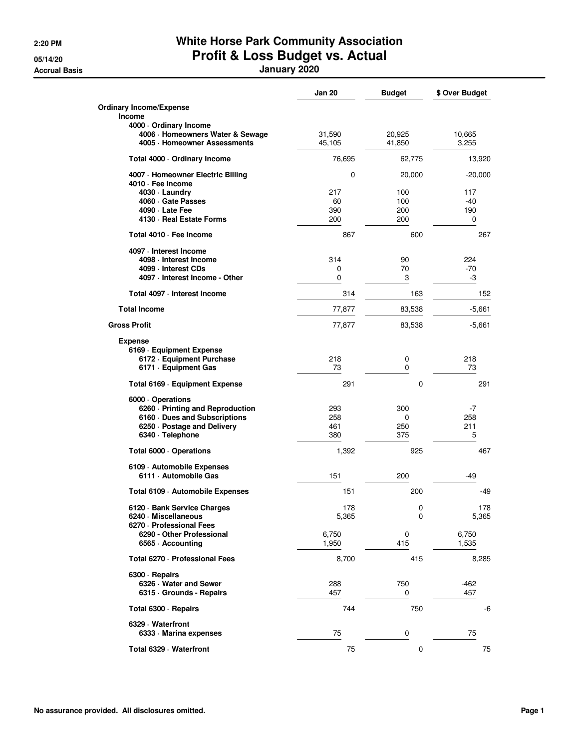# White Horse Park Community Association

## Profit & Loss Budget vs. Actual

### January 2020

2:20 PM
05/14/20
Accrual Basis

| | Jan 20 | Budget | $ Over Budget |
|---|---|---|---|
| **Ordinary Income/Expense** | | | |
| **Income** | | | |
| **4000 · Ordinary Income** | | | |
| 4006 · Homeowners Water & Sewage | 31,590 | 20,925 | 10,665 |
| 4005 · Homeowner Assessments | 45,105 | 41,850 | 3,255 |
| **Total 4000 · Ordinary Income** | 76,695 | 62,775 | 13,920 |
| **4007 · Homeowner Electric Billing** | 0 | 20,000 | -20,000 |
| **4010 · Fee Income** | | | |
| 4030 · Laundry | 217 | 100 | 117 |
| 4060 · Gate Passes | 60 | 100 | -40 |
| 4090 · Late Fee | 390 | 200 | 190 |
| 4130 · Real Estate Forms | 200 | 200 | 0 |
| **Total 4010 · Fee Income** | 867 | 600 | 267 |
| **4097 · Interest Income** | | | |
| 4098 · Interest Income | 314 | 90 | 224 |
| 4099 · Interest CDs | 0 | 70 | -70 |
| 4097 · Interest Income - Other | 0 | 3 | -3 |
| **Total 4097 · Interest Income** | 314 | 163 | 152 |
| **Total Income** | 77,877 | 83,538 | -5,661 |
| **Gross Profit** | 77,877 | 83,538 | -5,661 |
| **Expense** | | | |
| **6169 · Equipment Expense** | | | |
| 6172 · Equipment Purchase | 218 | 0 | 218 |
| 6171 · Equipment Gas | 73 | 0 | 73 |
| **Total 6169 · Equipment Expense** | 291 | 0 | 291 |
| **6000 · Operations** | | | |
| 6260 · Printing and Reproduction | 293 | 300 | -7 |
| 6160 · Dues and Subscriptions | 258 | 0 | 258 |
| 6250 · Postage and Delivery | 461 | 250 | 211 |
| 6340 · Telephone | 380 | 375 | 5 |
| **Total 6000 · Operations** | 1,392 | 925 | 467 |
| **6109 · Automobile Expenses** | | | |
| 6111 · Automobile Gas | 151 | 200 | -49 |
| **Total 6109 · Automobile Expenses** | 151 | 200 | -49 |
| **6120 · Bank Service Charges** | 178 | 0 | 178 |
| **6240 · Miscellaneous** | 5,365 | 0 | 5,365 |
| **6270 · Professional Fees** | | | |
| 6290 - Other Professional | 6,750 | 0 | 6,750 |
| 6565 · Accounting | 1,950 | 415 | 1,535 |
| **Total 6270 · Professional Fees** | 8,700 | 415 | 8,285 |
| **6300 · Repairs** | | | |
| 6326 · Water and Sewer | 288 | 750 | -462 |
| 6315 · Grounds - Repairs | 457 | 0 | 457 |
| **Total 6300 · Repairs** | 744 | 750 | -6 |
| **6329 · Waterfront** | | | |
| 6333 · Marina expenses | 75 | 0 | 75 |
| **Total 6329 · Waterfront** | 75 | 0 | 75 |

No assurance provided. All disclosures omitted.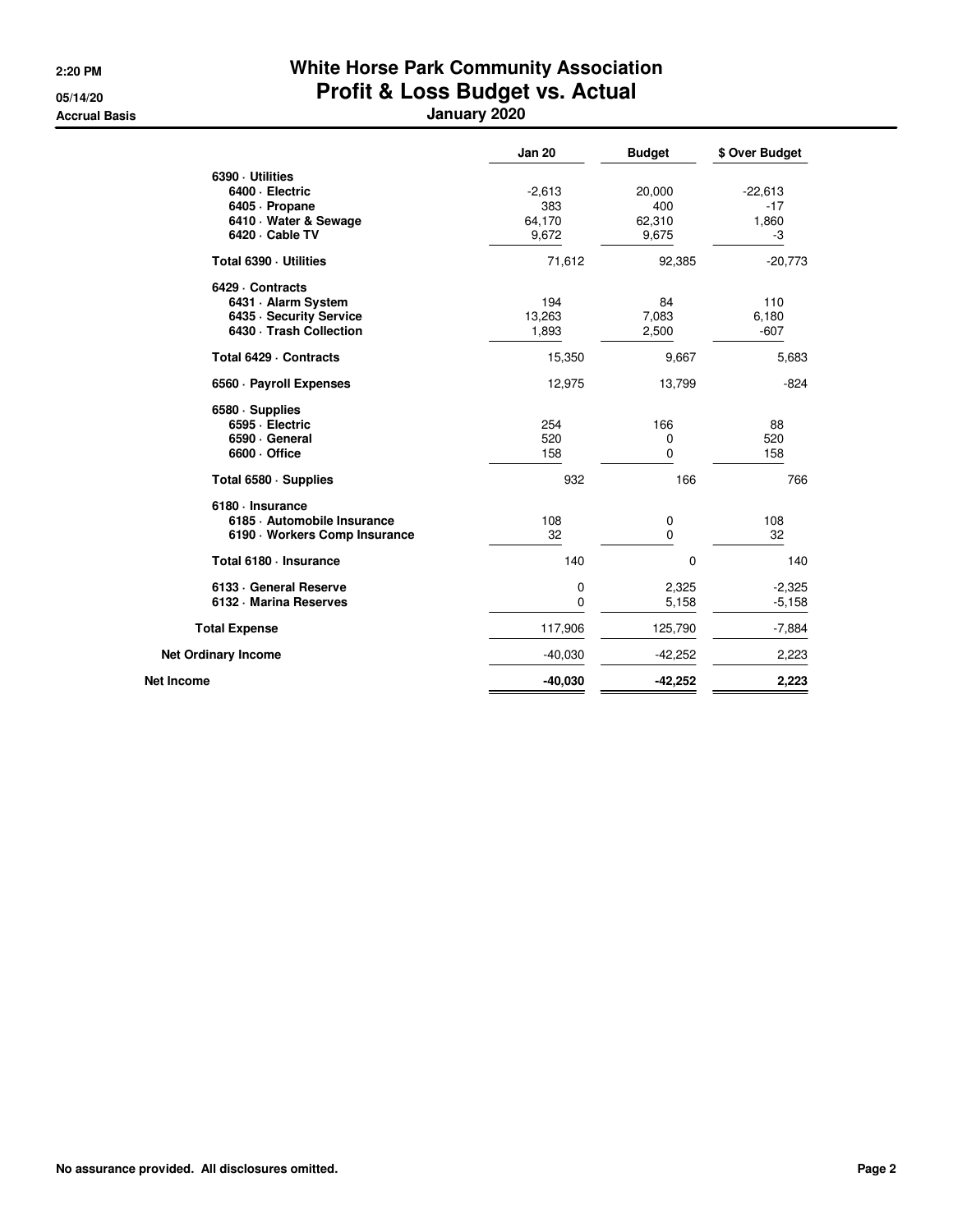# White Horse Park Community Association

## Profit & Loss Budget vs. Actual

### January 2020

2:20 PM
05/14/20
Accrual Basis

| | Jan 20 | Budget | $ Over Budget |
|---|---|---|---|
| 6390 · Utilities | | | |
| 6400 · Electric | -2,613 | 20,000 | -22,613 |
| 6405 · Propane | 383 | 400 | -17 |
| 6410 · Water & Sewage | 64,170 | 62,310 | 1,860 |
| 6420 · Cable TV | 9,672 | 9,675 | -3 |
| Total 6390 · Utilities | 71,612 | 92,385 | -20,773 |
| 6429 · Contracts | | | |
| 6431 · Alarm System | 194 | 84 | 110 |
| 6435 · Security Service | 13,263 | 7,083 | 6,180 |
| 6430 · Trash Collection | 1,893 | 2,500 | -607 |
| Total 6429 · Contracts | 15,350 | 9,667 | 5,683 |
| 6560 · Payroll Expenses | 12,975 | 13,799 | -824 |
| 6580 · Supplies | | | |
| 6595 · Electric | 254 | 166 | 88 |
| 6590 · General | 520 | 0 | 520 |
| 6600 · Office | 158 | 0 | 158 |
| Total 6580 · Supplies | 932 | 166 | 766 |
| 6180 · Insurance | | | |
| 6185 · Automobile Insurance | 108 | 0 | 108 |
| 6190 · Workers Comp Insurance | 32 | 0 | 32 |
| Total 6180 · Insurance | 140 | 0 | 140 |
| 6133 · General Reserve | 0 | 2,325 | -2,325 |
| 6132 · Marina Reserves | 0 | 5,158 | -5,158 |
| Total Expense | 117,906 | 125,790 | -7,884 |
| Net Ordinary Income | -40,030 | -42,252 | 2,223 |
| **Net Income** | **-40,030** | **-42,252** | **2,223** |

**No assurance provided. All disclosures omitted.**